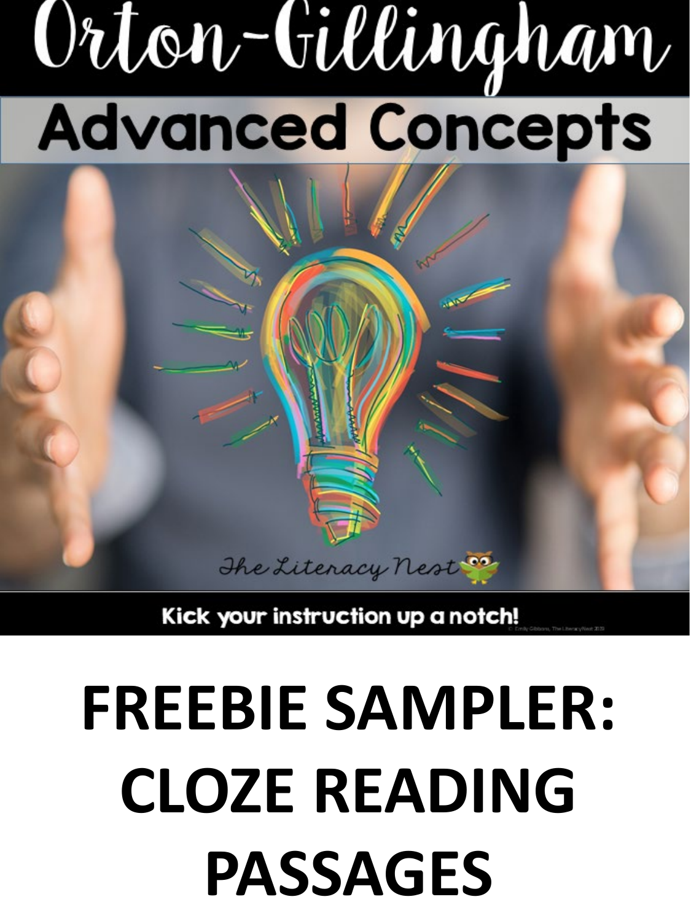# Orton-Gillingham

## Advanced Concepts

The Literacy Nest

Kick your instruction up a notch!

© Emily Gibbons, The Literacy Nest 2019

# FREEBIE SAMPLER: CLOZE READING PASSAGES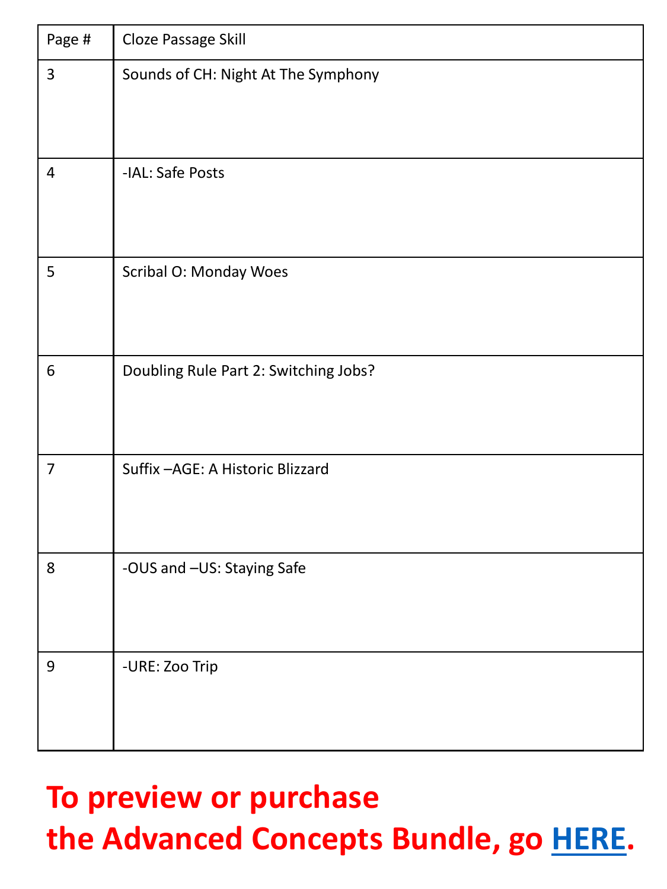| Page # | Cloze Passage Skill |
| --- | --- |
| 3 | Sounds of CH: Night At The Symphony |
| 4 | -IAL: Safe Posts |
| 5 | Scribal O: Monday Woes |
| 6 | Doubling Rule Part 2: Switching Jobs? |
| 7 | Suffix –AGE: A Historic Blizzard |
| 8 | -OUS and –US: Staying Safe |
| 9 | -URE: Zoo Trip |

**To preview or purchase the Advanced Concepts Bundle, go HERE.**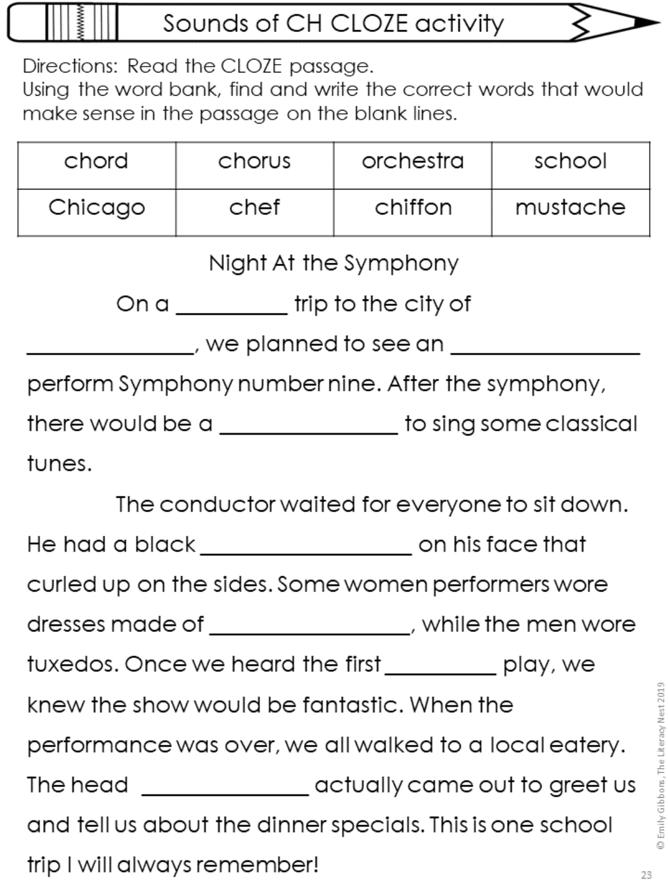# Sounds of CH CLOZE activity

Directions: Read the CLOZE passage.
Using the word bank, find and write the correct words that would make sense in the passage on the blank lines.

| chord | chorus | orchestra | school |
|---|---|---|---|
| Chicago | chef | chiffon | mustache |

## Night At the Symphony

On a __________ trip to the city of _______________, we planned to see an ________________ perform Symphony number nine. After the symphony, there would be a _______________ to sing some classical tunes.

The conductor waited for everyone to sit down. He had a black __________________ on his face that curled up on the sides. Some women performers wore dresses made of _________________, while the men wore tuxedos. Once we heard the first __________ play, we knew the show would be fantastic. When the performance was over, we all walked to a local eatery. The head _______________ actually came out to greet us and tell us about the dinner specials. This is one school trip I will always remember!

© Emily Gibbons, The Literacy Nest 2019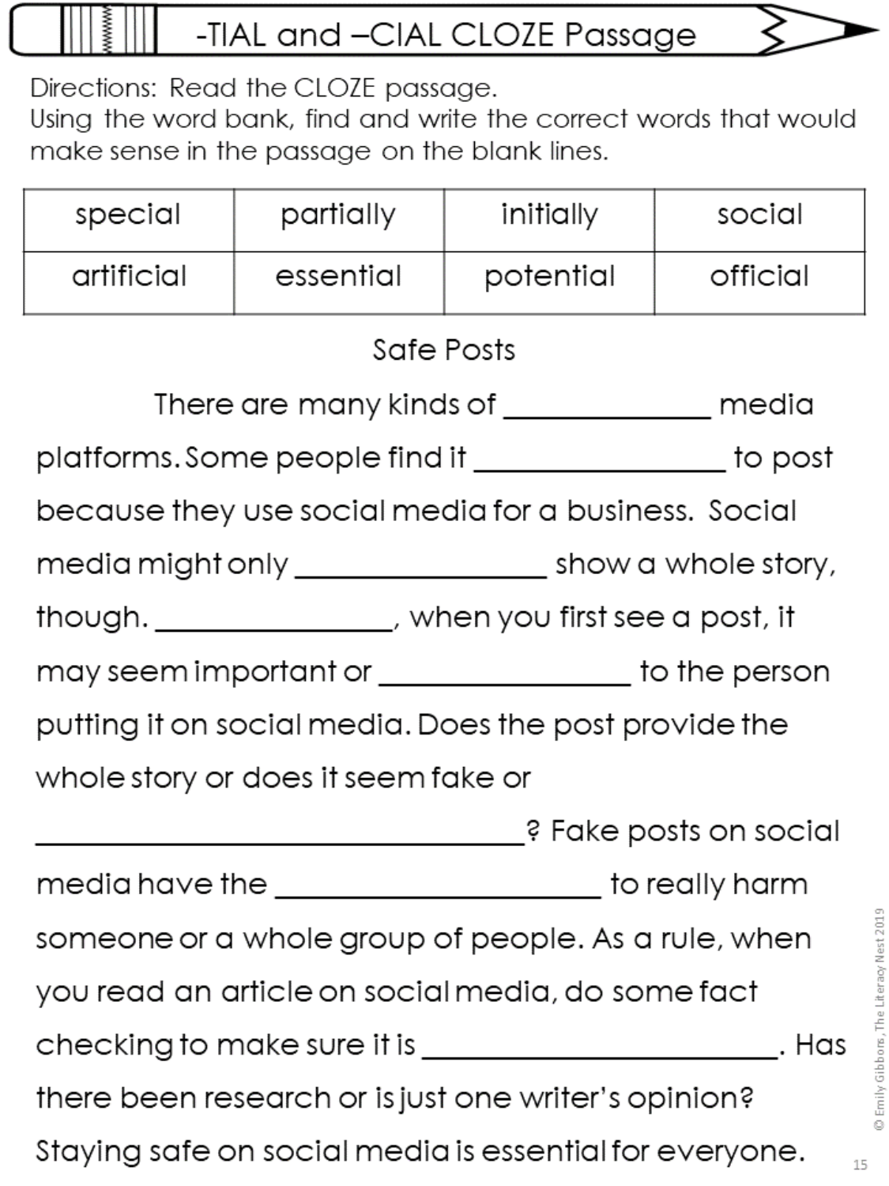# -TIAL and –CIAL CLOZE Passage

Directions: Read the CLOZE passage.
Using the word bank, find and write the correct words that would make sense in the passage on the blank lines.

| special | partially | initially | social |
|---|---|---|---|
| artificial | essential | potential | official |

## Safe Posts

There are many kinds of _____________ media platforms. Some people find it ________________ to post because they use social media for a business. Social media might only _________________ show a whole story, though. _______________, when you first see a post, it may seem important or _________________ to the person putting it on social media. Does the post provide the whole story or does it seem fake or _______________________________? Fake posts on social media have the _____________________ to really harm someone or a whole group of people. As a rule, when you read an article on social media, do some fact checking to make sure it is ________________________. Has there been research or is just one writer's opinion? Staying safe on social media is essential for everyone.

© Emily Gibbons, The Literacy Nest 2019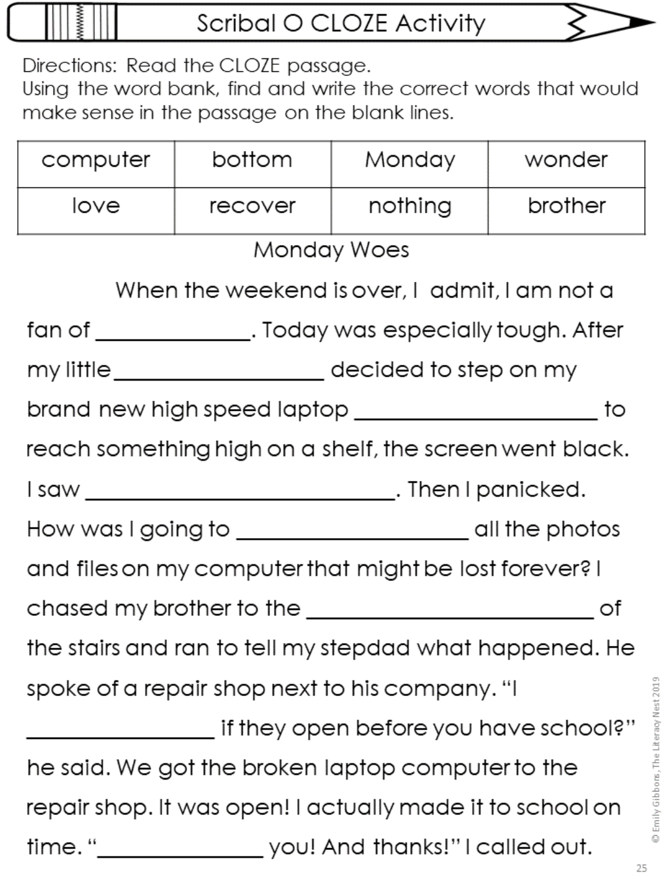# Scribal O CLOZE Activity

Directions: Read the CLOZE passage.
Using the word bank, find and write the correct words that would make sense in the passage on the blank lines.

| computer | bottom | Monday | wonder |
| --- | --- | --- | --- |
| love | recover | nothing | brother |

## Monday Woes

When the weekend is over, I admit, I am not a fan of _____________. Today was especially tough. After my little ___________________ decided to step on my brand new high speed laptop ______________________ to reach something high on a shelf, the screen went black. I saw ____________________________. Then I panicked. How was I going to _____________________ all the photos and files on my computer that might be lost forever? I chased my brother to the __________________________ of the stairs and ran to tell my stepdad what happened. He spoke of a repair shop next to his company. "I _________________ if they open before you have school?" he said. We got the broken laptop computer to the repair shop. It was open! I actually made it to school on time. "_______________ you! And thanks!" I called out.

© Emily Gibbons, The Literacy Nest 2019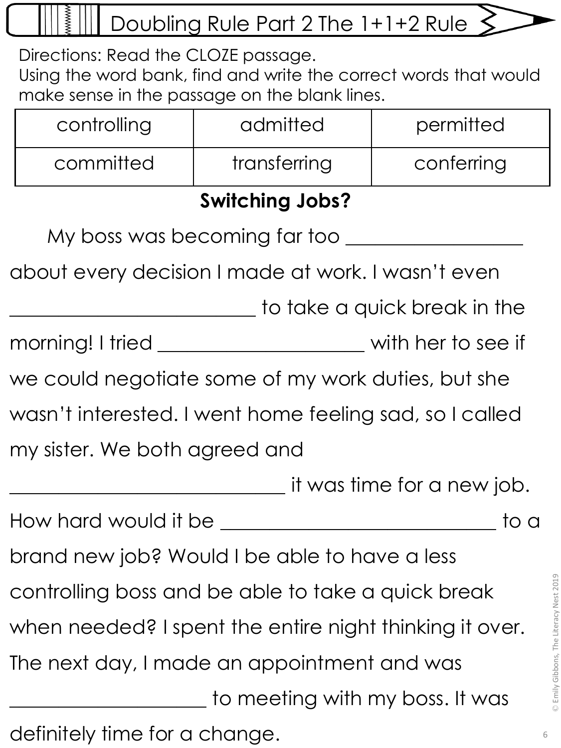# Doubling Rule Part 2 The 1+1+2 Rule

Directions: Read the CLOZE passage.
Using the word bank, find and write the correct words that would make sense in the passage on the blank lines.

| controlling | admitted | permitted |
|---|---|---|
| committed | transferring | conferring |

**Switching Jobs?**

My boss was becoming far too ________________ about every decision I made at work. I wasn't even ________________________ to take a quick break in the morning! I tried ____________________ with her to see if we could negotiate some of my work duties, but she wasn't interested. I went home feeling sad, so I called my sister. We both agreed and ___________________________ it was time for a new job. How hard would it be ___________________________ to a brand new job? Would I be able to have a less controlling boss and be able to take a quick break when needed? I spent the entire night thinking it over. The next day, I made an appointment and was ___________________ to meeting with my boss. It was definitely time for a change.

© Emily Gibbons, The Literacy Nest 2019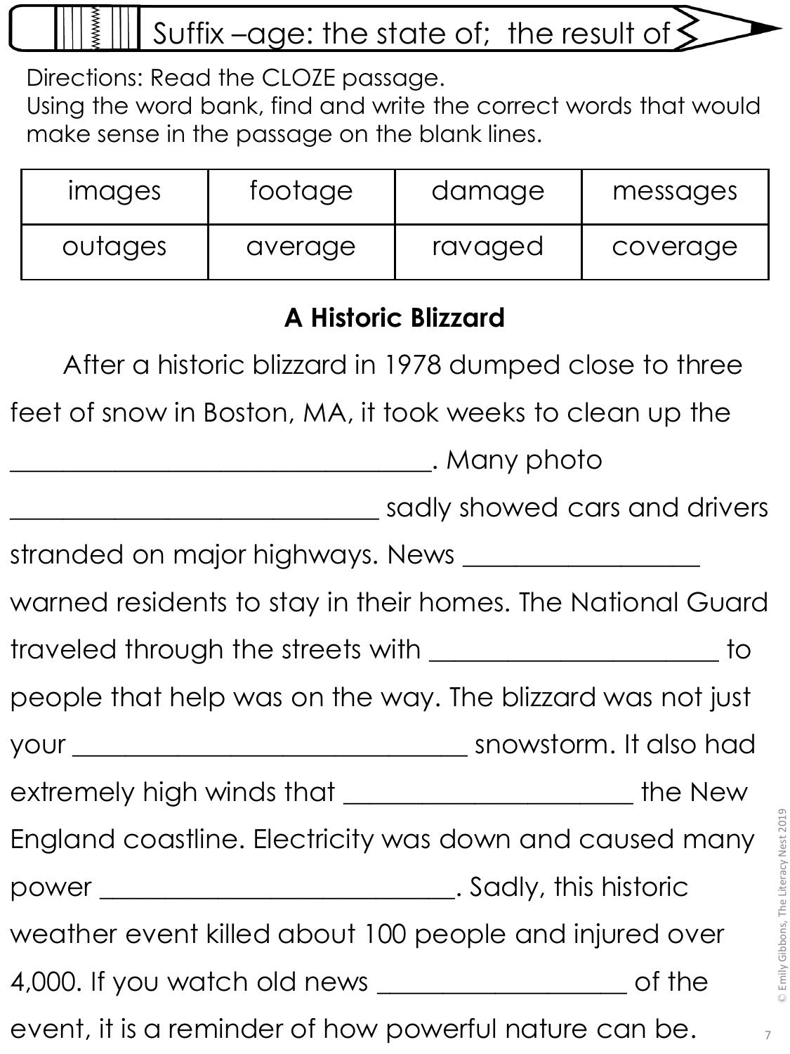# Suffix –age: the state of; the result of

Directions: Read the CLOZE passage.
Using the word bank, find and write the correct words that would make sense in the passage on the blank lines.

| images | footage | damage | messages |
|---|---|---|---|
| outages | average | ravaged | coverage |

## A Historic Blizzard

After a historic blizzard in 1978 dumped close to three feet of snow in Boston, MA, it took weeks to clean up the ______________________________. Many photo ____________________________ sadly showed cars and drivers stranded on major highways. News __________________ warned residents to stay in their homes. The National Guard traveled through the streets with ______________________ to people that help was on the way. The blizzard was not just your ______________________________ snowstorm. It also had extremely high winds that ______________________ the New England coastline. Electricity was down and caused many power ____________________________. Sadly, this historic weather event killed about 100 people and injured over 4,000. If you watch old news ___________________ of the event, it is a reminder of how powerful nature can be.

© Emily Gibbons, The Literacy Nest 2019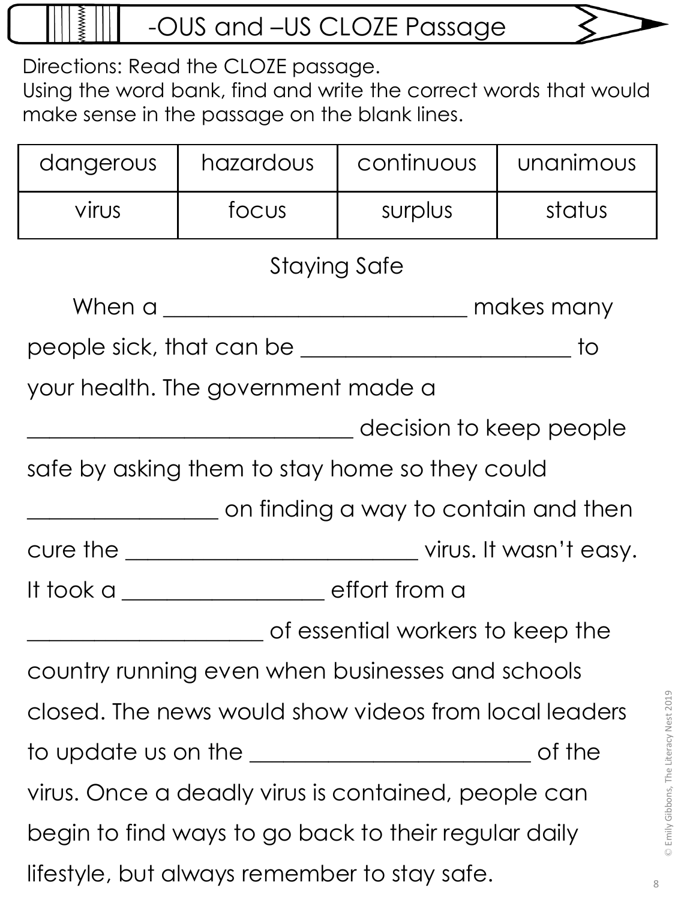# -OUS and –US CLOZE Passage

Directions: Read the CLOZE passage.
Using the word bank, find and write the correct words that would make sense in the passage on the blank lines.

| dangerous | hazardous | continuous | unanimous |
|---|---|---|---|
| virus | focus | surplus | status |

## Staying Safe

When a ___________________________ makes many people sick, that can be _________________________ to your health. The government made a _____________________________ decision to keep people safe by asking them to stay home so they could _________________ on finding a way to contain and then cure the __________________________ virus. It wasn't easy. It took a _________________ effort from a _____________________ of essential workers to keep the country running even when businesses and schools closed. The news would show videos from local leaders to update us on the _________________________ of the virus. Once a deadly virus is contained, people can begin to find ways to go back to their regular daily lifestyle, but always remember to stay safe.

© Emily Gibbons, The Literacy Nest 2019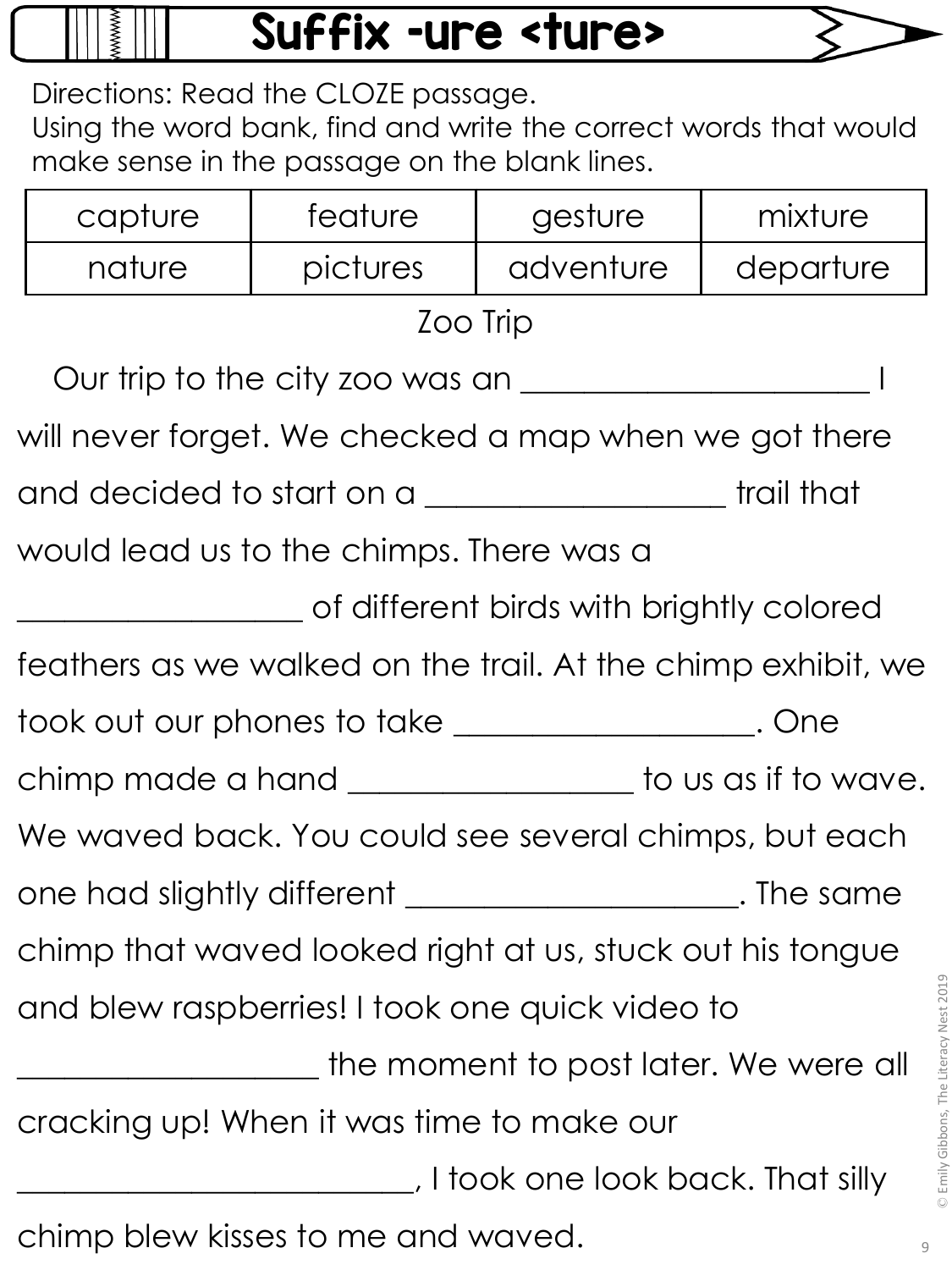# Suffix -ure <ture>

Directions: Read the CLOZE passage.
Using the word bank, find and write the correct words that would make sense in the passage on the blank lines.

| | | | |
|---|---|---|---|
| capture | feature | gesture | mixture |
| nature | pictures | adventure | departure |

## Zoo Trip

Our trip to the city zoo was an ____________________ I will never forget. We checked a map when we got there and decided to start on a __________________ trail that would lead us to the chimps. There was a __________________ of different birds with brightly colored feathers as we walked on the trail. At the chimp exhibit, we took out our phones to take __________________. One chimp made a hand _________________ to us as if to wave. We waved back. You could see several chimps, but each one had slightly different ____________________. The same chimp that waved looked right at us, stuck out his tongue and blew raspberries! I took one quick video to __________________ the moment to post later. We were all cracking up! When it was time to make our ________________________, I took one look back. That silly chimp blew kisses to me and waved.

© Emily Gibbons, The Literacy Nest 2019